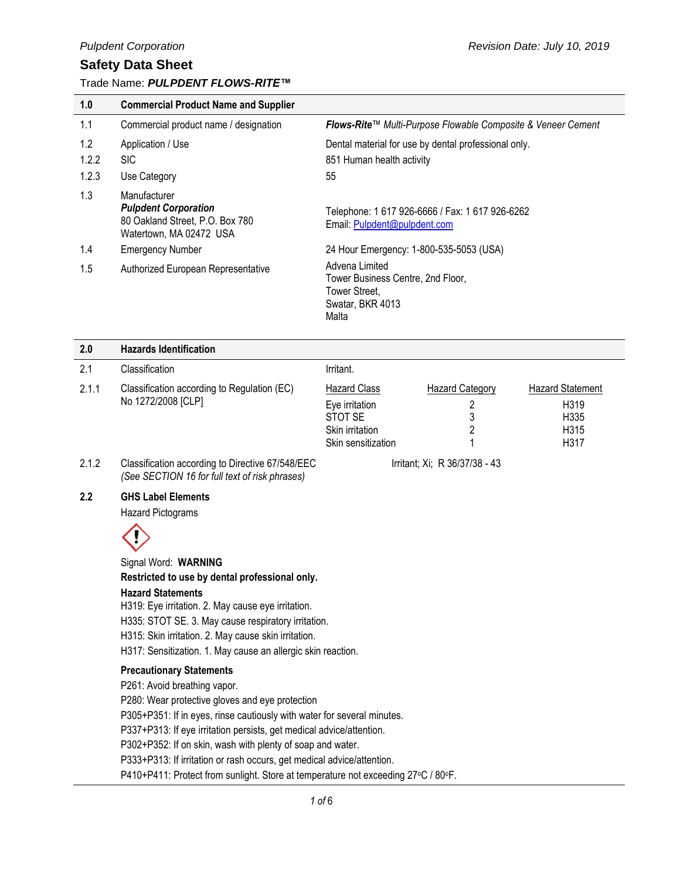Pulpdent Corporation — Revision Date: July 10, 2019

# Safety Data Sheet

Trade Name: ***PULPDENT FLOWS-RITE™***

| | | |
|---|---|---|
| **1.0** | **Commercial Product Name and Supplier** | |
| 1.1 | Commercial product name / designation | ***Flows-Rite****™ Multi-Purpose Flowable Composite & Veneer Cement* |
| 1.2 | Application / Use | Dental material for use by dental professional only. |
| 1.2.2 | SIC | 851 Human health activity |
| 1.2.3 | Use Category | 55 |
| 1.3 | Manufacturer<br>***Pulpdent Corporation***<br>80 Oakland Street, P.O. Box 780<br>Watertown, MA 02472 USA | Telephone: 1 617 926-6666 / Fax: 1 617 926-6262<br>Email: Pulpdent@pulpdent.com |
| 1.4 | Emergency Number | 24 Hour Emergency: 1-800-535-5053 (USA) |
| 1.5 | Authorized European Representative | Advena Limited<br>Tower Business Centre, 2nd Floor,<br>Tower Street,<br>Swatar, BKR 4013<br>Malta |

| | | | | |
|---|---|---|---|---|
| **2.0** | **Hazards Identification** | | | |
| 2.1 | Classification | Irritant. | | |
| 2.1.1 | Classification according to Regulation (EC) No 1272/2008 [CLP] | Hazard Class | Hazard Category | Hazard Statement |
| | | Eye irritation | 2 | H319 |
| | | STOT SE | 3 | H335 |
| | | Skin irritation | 2 | H315 |
| | | Skin sensitization | 1 | H317 |
| 2.1.2 | Classification according to Directive 67/548/EEC<br>*(See SECTION 16 for full text of risk phrases)* | Irritant; Xi; R 36/37/38 - 43 | | |

### 2.2 GHS Label Elements

Hazard Pictograms

Signal Word: **WARNING**

**Restricted to use by dental professional only.**

**Hazard Statements**

H319: Eye irritation. 2. May cause eye irritation.
H335: STOT SE. 3. May cause respiratory irritation.
H315: Skin irritation. 2. May cause skin irritation.
H317: Sensitization. 1. May cause an allergic skin reaction.

**Precautionary Statements**

P261: Avoid breathing vapor.
P280: Wear protective gloves and eye protection
P305+P351: If in eyes, rinse cautiously with water for several minutes.
P337+P313: If eye irritation persists, get medical advice/attention.
P302+P352: If on skin, wash with plenty of soap and water.
P333+P313: If irritation or rash occurs, get medical advice/attention.
P410+P411: Protect from sunlight. Store at temperature not exceeding 27°C / 80°F.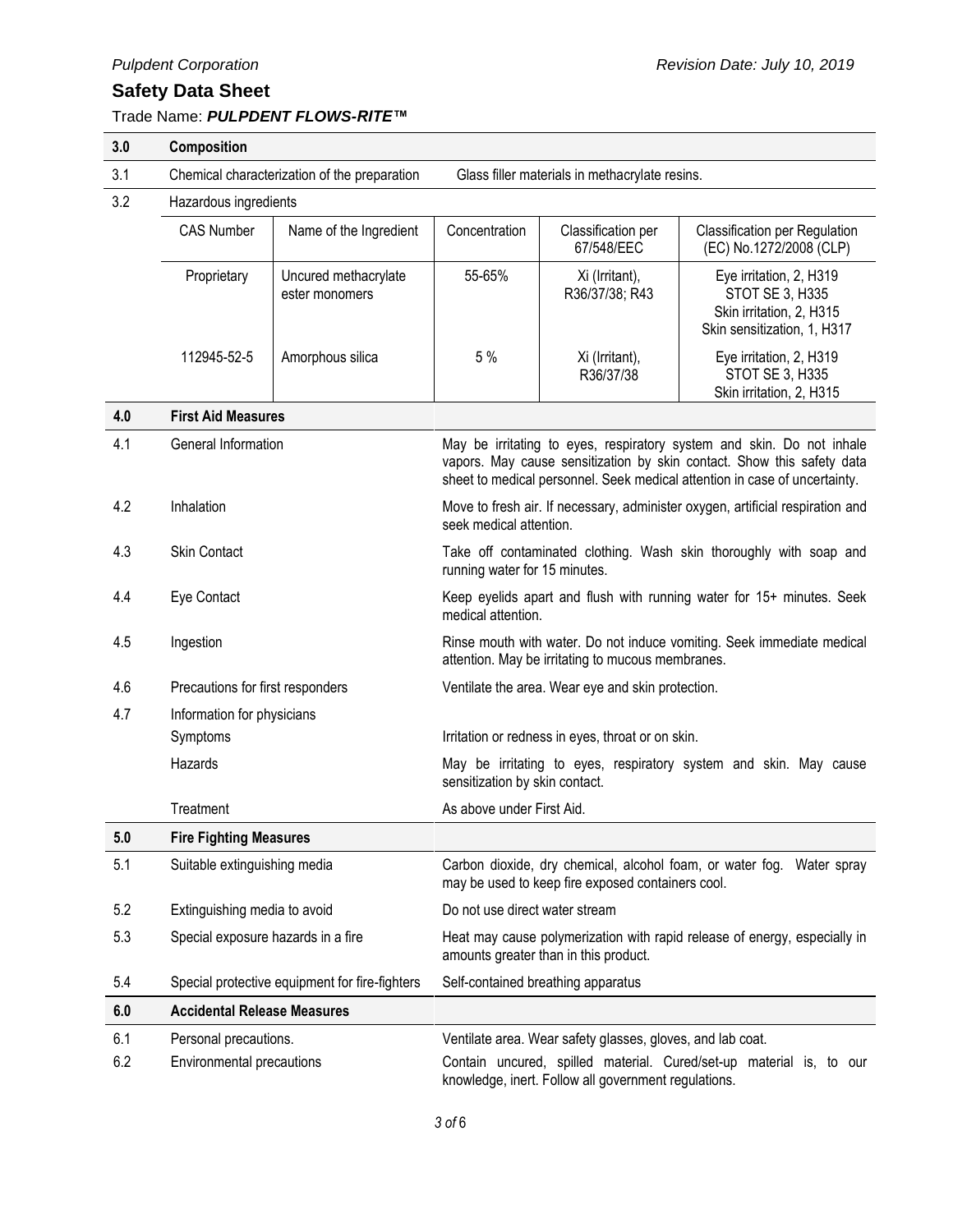**Safety Data Sheet**

Trade Name: ***PULPDENT FLOWS-RITE™***

## 3.0 Composition

**3.1** Chemical characterization of the preparation: Glass filler materials in methacrylate resins.

**3.2** Hazardous ingredients

| CAS Number | Name of the Ingredient | Concentration | Classification per 67/548/EEC | Classification per Regulation (EC) No.1272/2008 (CLP) |
|---|---|---|---|---|
| Proprietary | Uncured methacrylate ester monomers | 55-65% | Xi (Irritant), R36/37/38; R43 | Eye irritation, 2, H319<br>STOT SE 3, H335<br>Skin irritation, 2, H315<br>Skin sensitization, 1, H317 |
| 112945-52-5 | Amorphous silica | 5 % | Xi (Irritant), R36/37/38 | Eye irritation, 2, H319<br>STOT SE 3, H335<br>Skin irritation, 2, H315 |

## 4.0 First Aid Measures

| | | |
|---|---|---|
| 4.1 | General Information | May be irritating to eyes, respiratory system and skin. Do not inhale vapors. May cause sensitization by skin contact. Show this safety data sheet to medical personnel. Seek medical attention in case of uncertainty. |
| 4.2 | Inhalation | Move to fresh air. If necessary, administer oxygen, artificial respiration and seek medical attention. |
| 4.3 | Skin Contact | Take off contaminated clothing. Wash skin thoroughly with soap and running water for 15 minutes. |
| 4.4 | Eye Contact | Keep eyelids apart and flush with running water for 15+ minutes. Seek medical attention. |
| 4.5 | Ingestion | Rinse mouth with water. Do not induce vomiting. Seek immediate medical attention. May be irritating to mucous membranes. |
| 4.6 | Precautions for first responders | Ventilate the area. Wear eye and skin protection. |
| 4.7 | Information for physicians | |
| | Symptoms | Irritation or redness in eyes, throat or on skin. |
| | Hazards | May be irritating to eyes, respiratory system and skin. May cause sensitization by skin contact. |
| | Treatment | As above under First Aid. |

## 5.0 Fire Fighting Measures

| | | |
|---|---|---|
| 5.1 | Suitable extinguishing media | Carbon dioxide, dry chemical, alcohol foam, or water fog. Water spray may be used to keep fire exposed containers cool. |
| 5.2 | Extinguishing media to avoid | Do not use direct water stream |
| 5.3 | Special exposure hazards in a fire | Heat may cause polymerization with rapid release of energy, especially in amounts greater than in this product. |
| 5.4 | Special protective equipment for fire-fighters | Self-contained breathing apparatus |

## 6.0 Accidental Release Measures

| | | |
|---|---|---|
| 6.1 | Personal precautions. | Ventilate area. Wear safety glasses, gloves, and lab coat. |
| 6.2 | Environmental precautions | Contain uncured, spilled material. Cured/set-up material is, to our knowledge, inert. Follow all government regulations. |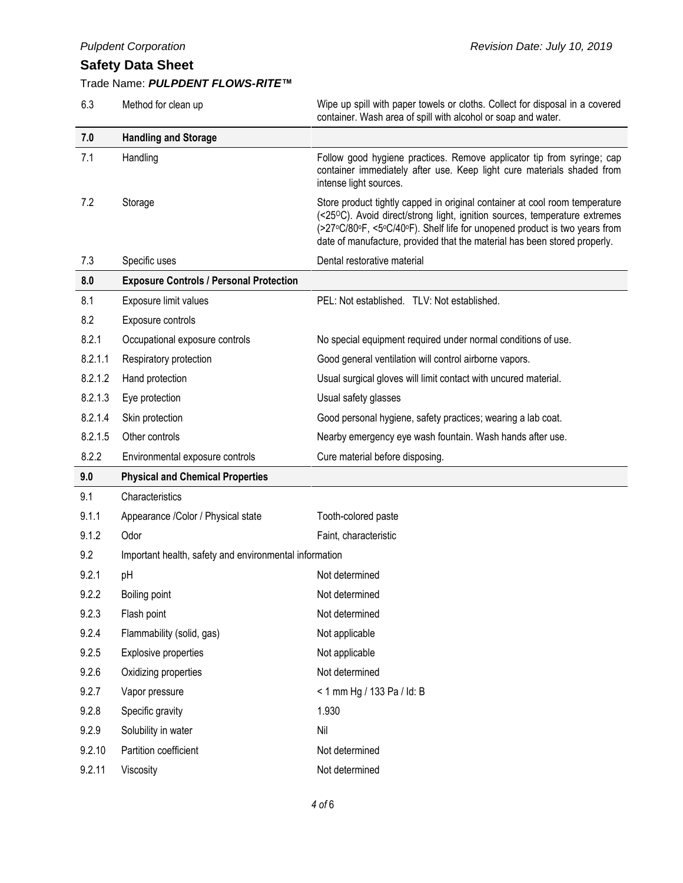| | | |
|---|---|---|
| 6.3 | Method for clean up | Wipe up spill with paper towels or cloths. Collect for disposal in a covered container. Wash area of spill with alcohol or soap and water. |
| **7.0** | **Handling and Storage** | |
| 7.1 | Handling | Follow good hygiene practices. Remove applicator tip from syringe; cap container immediately after use. Keep light cure materials shaded from intense light sources. |
| 7.2 | Storage | Store product tightly capped in original container at cool room temperature (<25°C). Avoid direct/strong light, ignition sources, temperature extremes (>27°C/80°F, <5°C/40°F). Shelf life for unopened product is two years from date of manufacture, provided that the material has been stored properly. |
| 7.3 | Specific uses | Dental restorative material |
| **8.0** | **Exposure Controls / Personal Protection** | |
| 8.1 | Exposure limit values | PEL: Not established. TLV: Not established. |
| 8.2 | Exposure controls | |
| 8.2.1 | Occupational exposure controls | No special equipment required under normal conditions of use. |
| 8.2.1.1 | Respiratory protection | Good general ventilation will control airborne vapors. |
| 8.2.1.2 | Hand protection | Usual surgical gloves will limit contact with uncured material. |
| 8.2.1.3 | Eye protection | Usual safety glasses |
| 8.2.1.4 | Skin protection | Good personal hygiene, safety practices; wearing a lab coat. |
| 8.2.1.5 | Other controls | Nearby emergency eye wash fountain. Wash hands after use. |
| 8.2.2 | Environmental exposure controls | Cure material before disposing. |
| **9.0** | **Physical and Chemical Properties** | |
| 9.1 | Characteristics | |
| 9.1.1 | Appearance /Color / Physical state | Tooth-colored paste |
| 9.1.2 | Odor | Faint, characteristic |
| 9.2 | Important health, safety and environmental information | |
| 9.2.1 | pH | Not determined |
| 9.2.2 | Boiling point | Not determined |
| 9.2.3 | Flash point | Not determined |
| 9.2.4 | Flammability (solid, gas) | Not applicable |
| 9.2.5 | Explosive properties | Not applicable |
| 9.2.6 | Oxidizing properties | Not determined |
| 9.2.7 | Vapor pressure | < 1 mm Hg / 133 Pa / Id: B |
| 9.2.8 | Specific gravity | 1.930 |
| 9.2.9 | Solubility in water | Nil |
| 9.2.10 | Partition coefficient | Not determined |
| 9.2.11 | Viscosity | Not determined |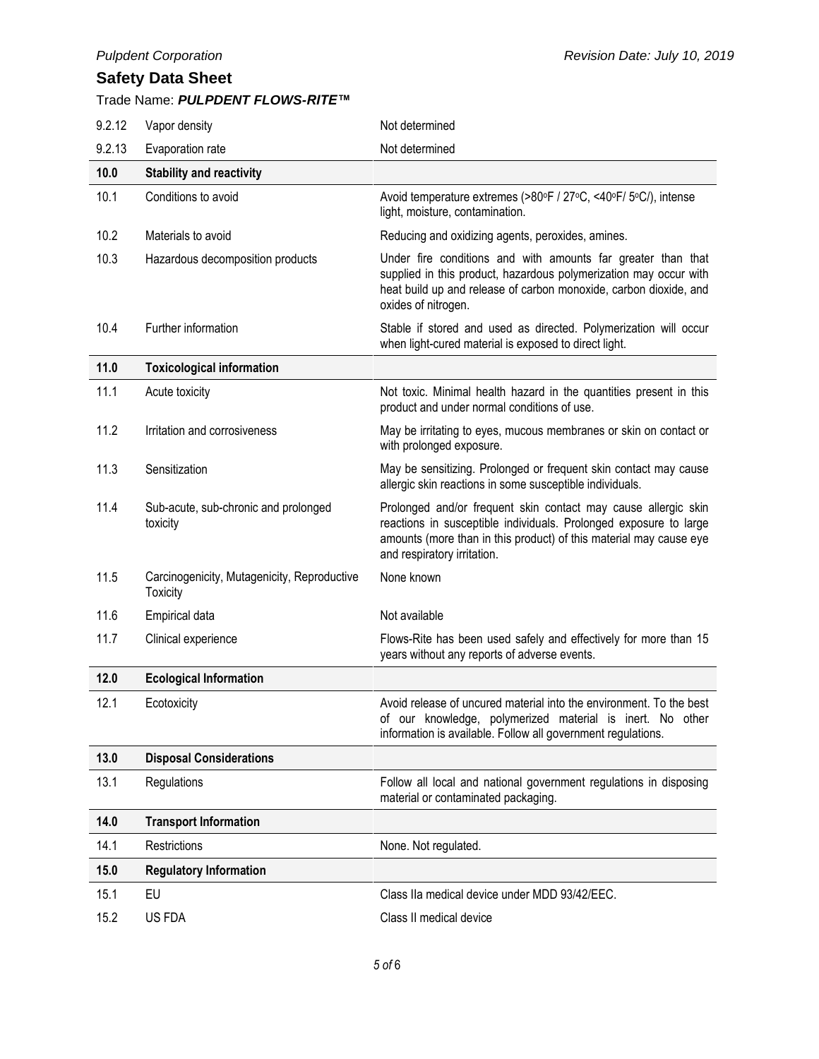| | | |
|---|---|---|
| 9.2.12 | Vapor density | Not determined |
| 9.2.13 | Evaporation rate | Not determined |
| **10.0** | **Stability and reactivity** | |
| 10.1 | Conditions to avoid | Avoid temperature extremes (>80ºF / 27ºC, <40ºF/ 5ºC/), intense light, moisture, contamination. |
| 10.2 | Materials to avoid | Reducing and oxidizing agents, peroxides, amines. |
| 10.3 | Hazardous decomposition products | Under fire conditions and with amounts far greater than that supplied in this product, hazardous polymerization may occur with heat build up and release of carbon monoxide, carbon dioxide, and oxides of nitrogen. |
| 10.4 | Further information | Stable if stored and used as directed. Polymerization will occur when light-cured material is exposed to direct light. |
| **11.0** | **Toxicological information** | |
| 11.1 | Acute toxicity | Not toxic. Minimal health hazard in the quantities present in this product and under normal conditions of use. |
| 11.2 | Irritation and corrosiveness | May be irritating to eyes, mucous membranes or skin on contact or with prolonged exposure. |
| 11.3 | Sensitization | May be sensitizing. Prolonged or frequent skin contact may cause allergic skin reactions in some susceptible individuals. |
| 11.4 | Sub-acute, sub-chronic and prolonged toxicity | Prolonged and/or frequent skin contact may cause allergic skin reactions in susceptible individuals. Prolonged exposure to large amounts (more than in this product) of this material may cause eye and respiratory irritation. |
| 11.5 | Carcinogenicity, Mutagenicity, Reproductive Toxicity | None known |
| 11.6 | Empirical data | Not available |
| 11.7 | Clinical experience | Flows-Rite has been used safely and effectively for more than 15 years without any reports of adverse events. |
| **12.0** | **Ecological Information** | |
| 12.1 | Ecotoxicity | Avoid release of uncured material into the environment. To the best of our knowledge, polymerized material is inert. No other information is available. Follow all government regulations. |
| **13.0** | **Disposal Considerations** | |
| 13.1 | Regulations | Follow all local and national government regulations in disposing material or contaminated packaging. |
| **14.0** | **Transport Information** | |
| 14.1 | Restrictions | None. Not regulated. |
| **15.0** | **Regulatory Information** | |
| 15.1 | EU | Class IIa medical device under MDD 93/42/EEC. |
| 15.2 | US FDA | Class II medical device |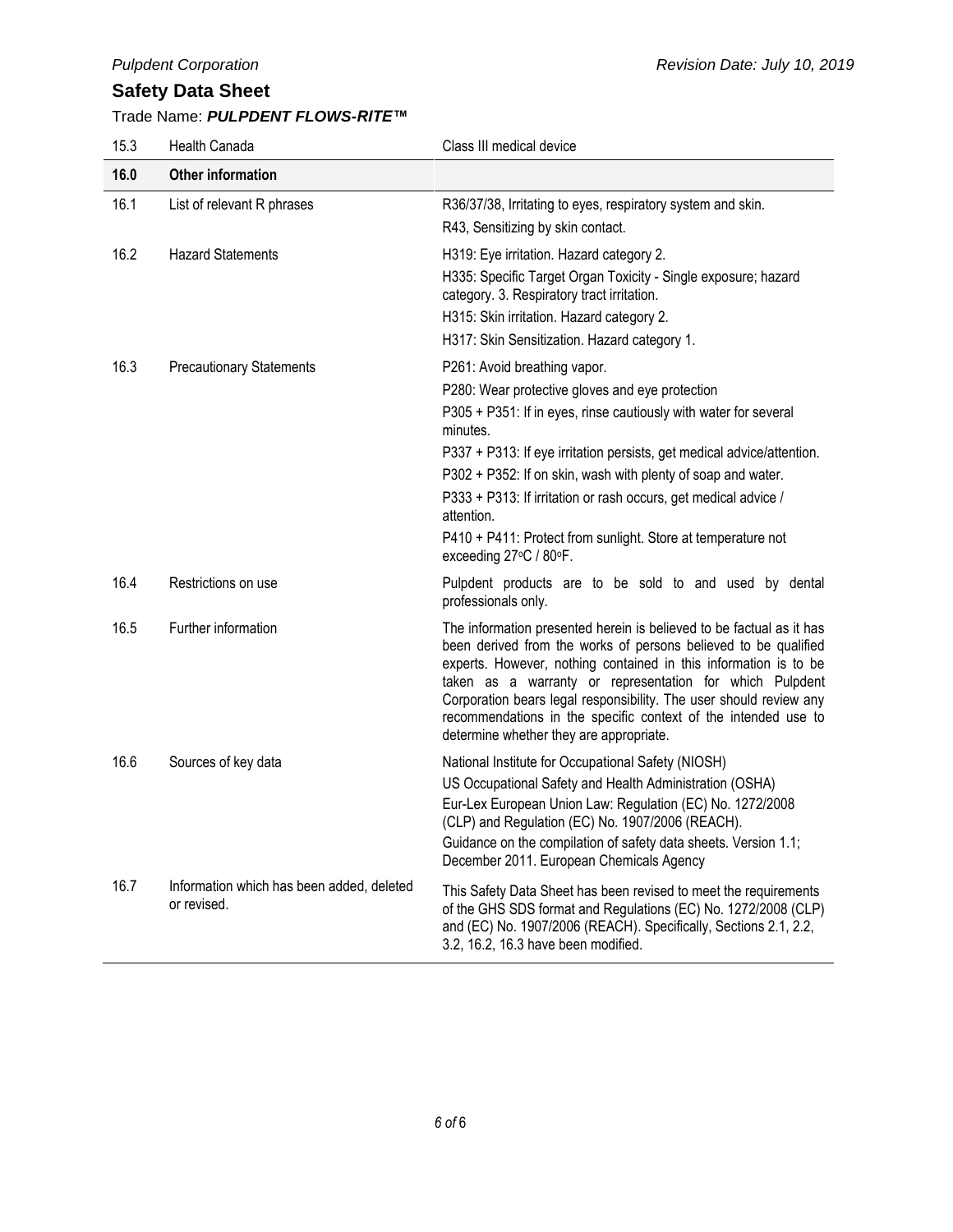**Safety Data Sheet**

Trade Name: ***PULPDENT FLOWS-RITE™***

| | | |
|---|---|---|
| 15.3 | Health Canada | Class III medical device |
| **16.0** | **Other information** | |
| 16.1 | List of relevant R phrases | R36/37/38, Irritating to eyes, respiratory system and skin.<br>R43, Sensitizing by skin contact. |
| 16.2 | Hazard Statements | H319: Eye irritation. Hazard category 2.<br>H335: Specific Target Organ Toxicity - Single exposure; hazard category. 3. Respiratory tract irritation.<br>H315: Skin irritation. Hazard category 2.<br>H317: Skin Sensitization. Hazard category 1. |
| 16.3 | Precautionary Statements | P261: Avoid breathing vapor.<br>P280: Wear protective gloves and eye protection<br>P305 + P351: If in eyes, rinse cautiously with water for several minutes.<br>P337 + P313: If eye irritation persists, get medical advice/attention.<br>P302 + P352: If on skin, wash with plenty of soap and water.<br>P333 + P313: If irritation or rash occurs, get medical advice / attention.<br>P410 + P411: Protect from sunlight. Store at temperature not exceeding 27°C / 80°F. |
| 16.4 | Restrictions on use | Pulpdent products are to be sold to and used by dental professionals only. |
| 16.5 | Further information | The information presented herein is believed to be factual as it has been derived from the works of persons believed to be qualified experts. However, nothing contained in this information is to be taken as a warranty or representation for which Pulpdent Corporation bears legal responsibility. The user should review any recommendations in the specific context of the intended use to determine whether they are appropriate. |
| 16.6 | Sources of key data | National Institute for Occupational Safety (NIOSH)<br>US Occupational Safety and Health Administration (OSHA)<br>Eur-Lex European Union Law: Regulation (EC) No. 1272/2008 (CLP) and Regulation (EC) No. 1907/2006 (REACH).<br>Guidance on the compilation of safety data sheets. Version 1.1; December 2011. European Chemicals Agency |
| 16.7 | Information which has been added, deleted or revised. | This Safety Data Sheet has been revised to meet the requirements of the GHS SDS format and Regulations (EC) No. 1272/2008 (CLP) and (EC) No. 1907/2006 (REACH). Specifically, Sections 2.1, 2.2, 3.2, 16.2, 16.3 have been modified. |